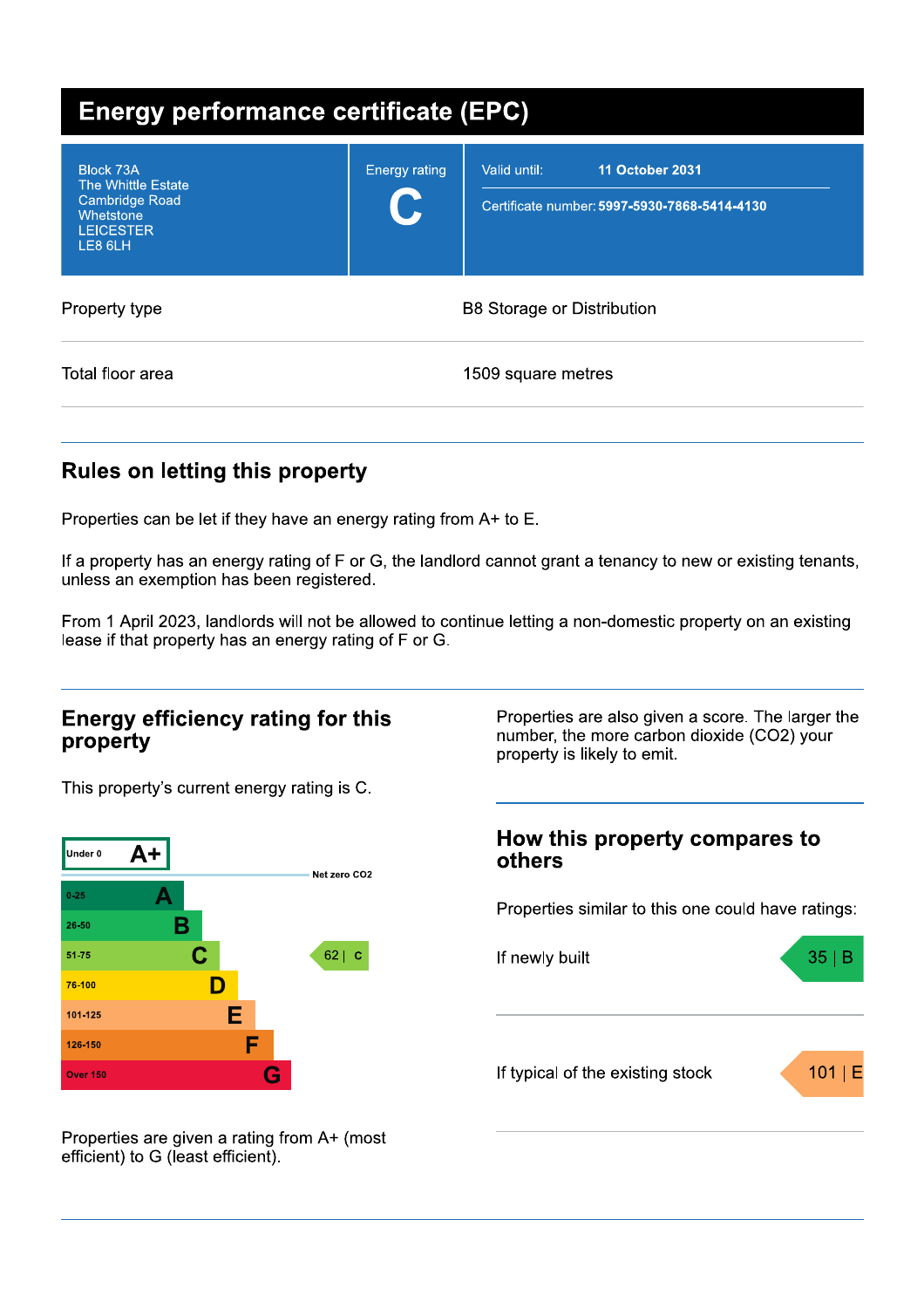# Energy performance certificate (EPC)

| | | |
|---|---|---|
| Block 73A<br>The Whittle Estate<br>Cambridge Road<br>Whetstone<br>LEICESTER<br>LE8 6LH | Energy rating<br>**C** | Valid until: **11 October 2031**<br>Certificate number: **5997-5930-7868-5414-4130** |

| | |
|---|---|
| Property type | B8 Storage or Distribution |
| Total floor area | 1509 square metres |

## Rules on letting this property

Properties can be let if they have an energy rating from A+ to E.

If a property has an energy rating of F or G, the landlord cannot grant a tenancy to new or existing tenants, unless an exemption has been registered.

From 1 April 2023, landlords will not be allowed to continue letting a non-domestic property on an existing lease if that property has an energy rating of F or G.

## Energy efficiency rating for this property

This property's current energy rating is C.

| Score | Rating | Current |
|---|---|---|
| Under 0 | A+ | |
| | Net zero $CO_2$ | |
| 0-25 | A | |
| 26-50 | B | |
| 51-75 | C | 62 \| C |
| 76-100 | D | |
| 101-125 | E | |
| 126-150 | F | |
| Over 150 | G | |

Properties are given a rating from A+ (most efficient) to G (least efficient).

Properties are also given a score. The larger the number, the more carbon dioxide ($CO_2$) your property is likely to emit.

## How this property compares to others

Properties similar to this one could have ratings:

| | |
|---|---|
| If newly built | 35 \| B |
| If typical of the existing stock | 101 \| E |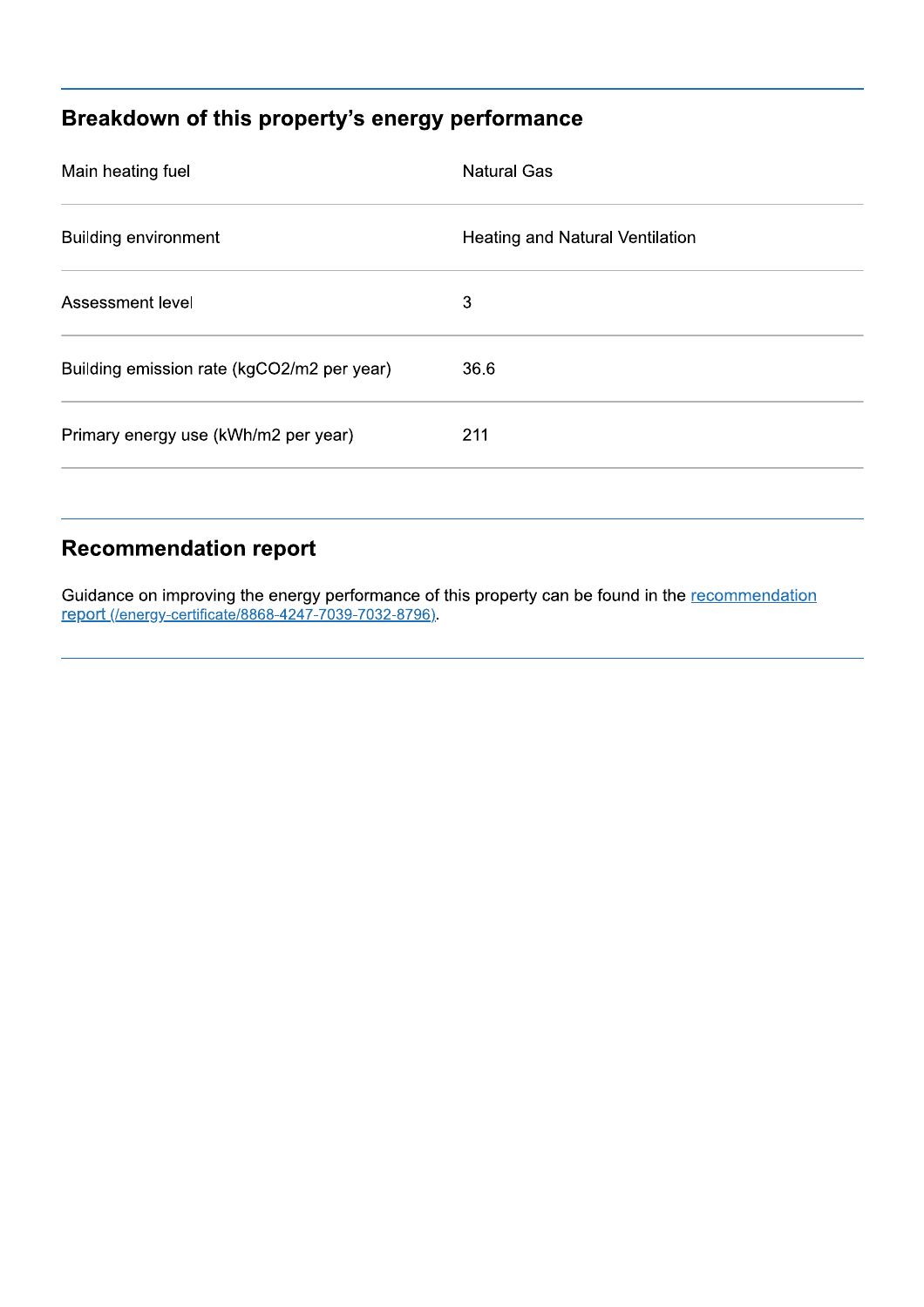## Breakdown of this property's energy performance

| | |
|---|---|
| Main heating fuel | Natural Gas |
| Building environment | Heating and Natural Ventilation |
| Assessment level | 3 |
| Building emission rate (kgCO2/m2 per year) | 36.6 |
| Primary energy use (kWh/m2 per year) | 211 |

## Recommendation report

Guidance on improving the energy performance of this property can be found in the [recommendation report (/energy-certificate/8868-4247-7039-7032-8796)](/energy-certificate/8868-4247-7039-7032-8796).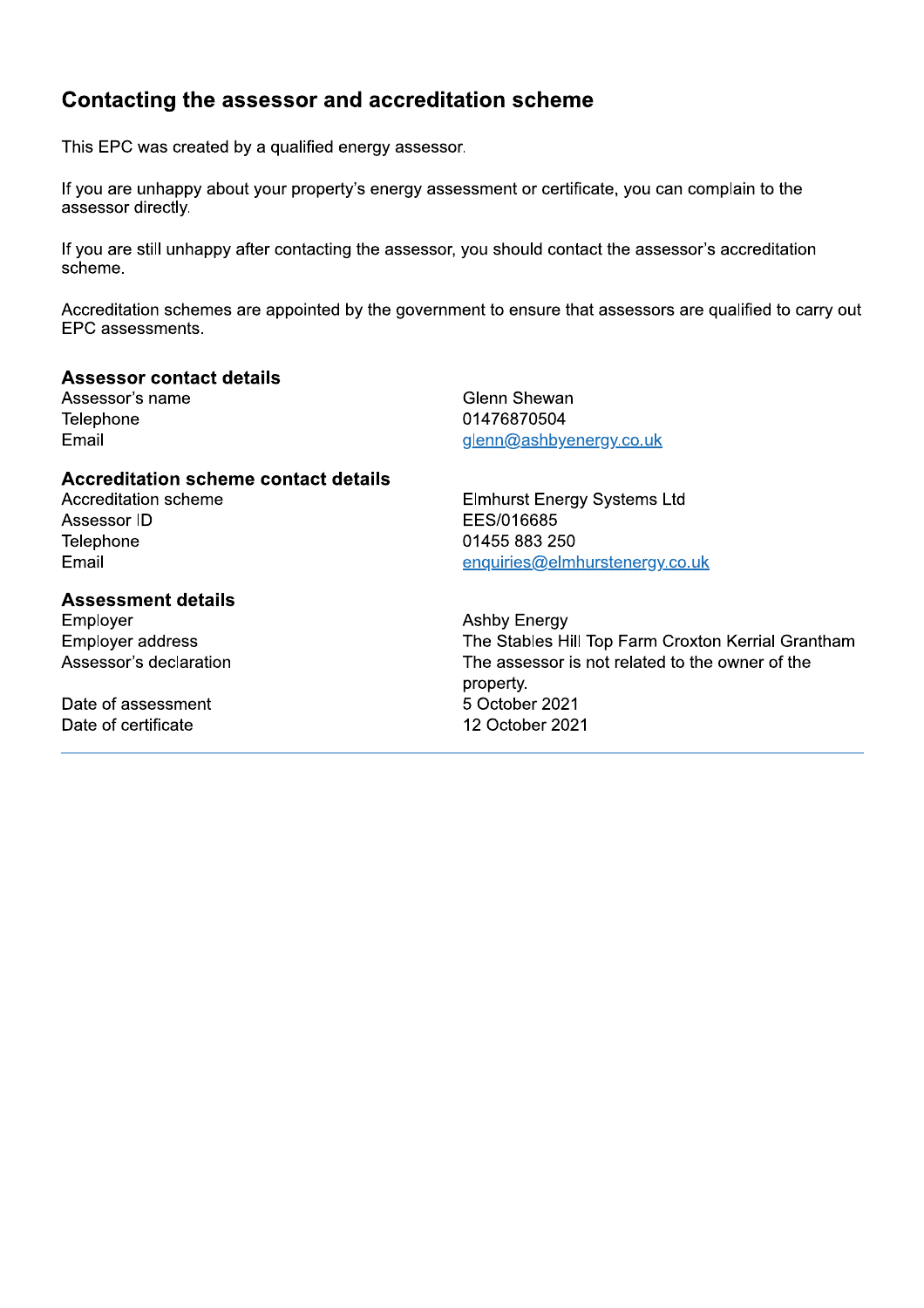## Contacting the assessor and accreditation scheme

This EPC was created by a qualified energy assessor.

If you are unhappy about your property's energy assessment or certificate, you can complain to the assessor directly.

If you are still unhappy after contacting the assessor, you should contact the assessor's accreditation scheme.

Accreditation schemes are appointed by the government to ensure that assessors are qualified to carry out EPC assessments.

### Assessor contact details

| | |
|---|---|
| Assessor's name | Glenn Shewan |
| Telephone | 01476870504 |
| Email | glenn@ashbyenergy.co.uk |

### Accreditation scheme contact details

| | |
|---|---|
| Accreditation scheme | Elmhurst Energy Systems Ltd |
| Assessor ID | EES/016685 |
| Telephone | 01455 883 250 |
| Email | enquiries@elmhurstenergy.co.uk |

### Assessment details

| | |
|---|---|
| Employer | Ashby Energy |
| Employer address | The Stables Hill Top Farm Croxton Kerrial Grantham |
| Assessor's declaration | The assessor is not related to the owner of the property. |
| Date of assessment | 5 October 2021 |
| Date of certificate | 12 October 2021 |